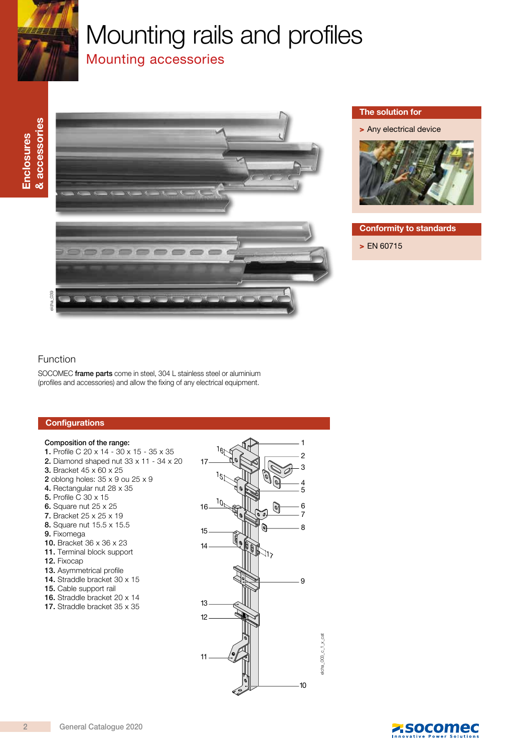# Mounting rails and profiles

## Mounting accessories

Enclosures & accessories

### The solution for

> Any electrical device

### Conformity to standards

> EN 60715

## Function

SOCOMEC **frame parts** come in steel, 304 L stainless steel or aluminium (profiles and accessories) and allow the fixing of any electrical equipment.

## Configurations

Composition of the range:

**1.** Profile C 20 x 14 - 30 x 15 - 35 x 35
**2.** Diamond shaped nut 33 x 11 - 34 x 20
**3.** Bracket 45 x 60 x 25
**2** oblong holes: 35 x 9 ou 25 x 9
**4.** Rectangular nut 28 x 35
**5.** Profile C 30 x 15
**6.** Square nut 25 x 25
**7.** Bracket 25 x 25 x 19
**8.** Square nut 15.5 x 15.5
**9.** Fixomega
**10.** Bracket 36 x 36 x 23
**11.** Terminal block support
**12.** Fixocap
**13.** Asymmetrical profile
**14.** Straddle bracket 30 x 15
**15.** Cable support rail
**16.** Straddle bracket 20 x 14
**17.** Straddle bracket 35 x 35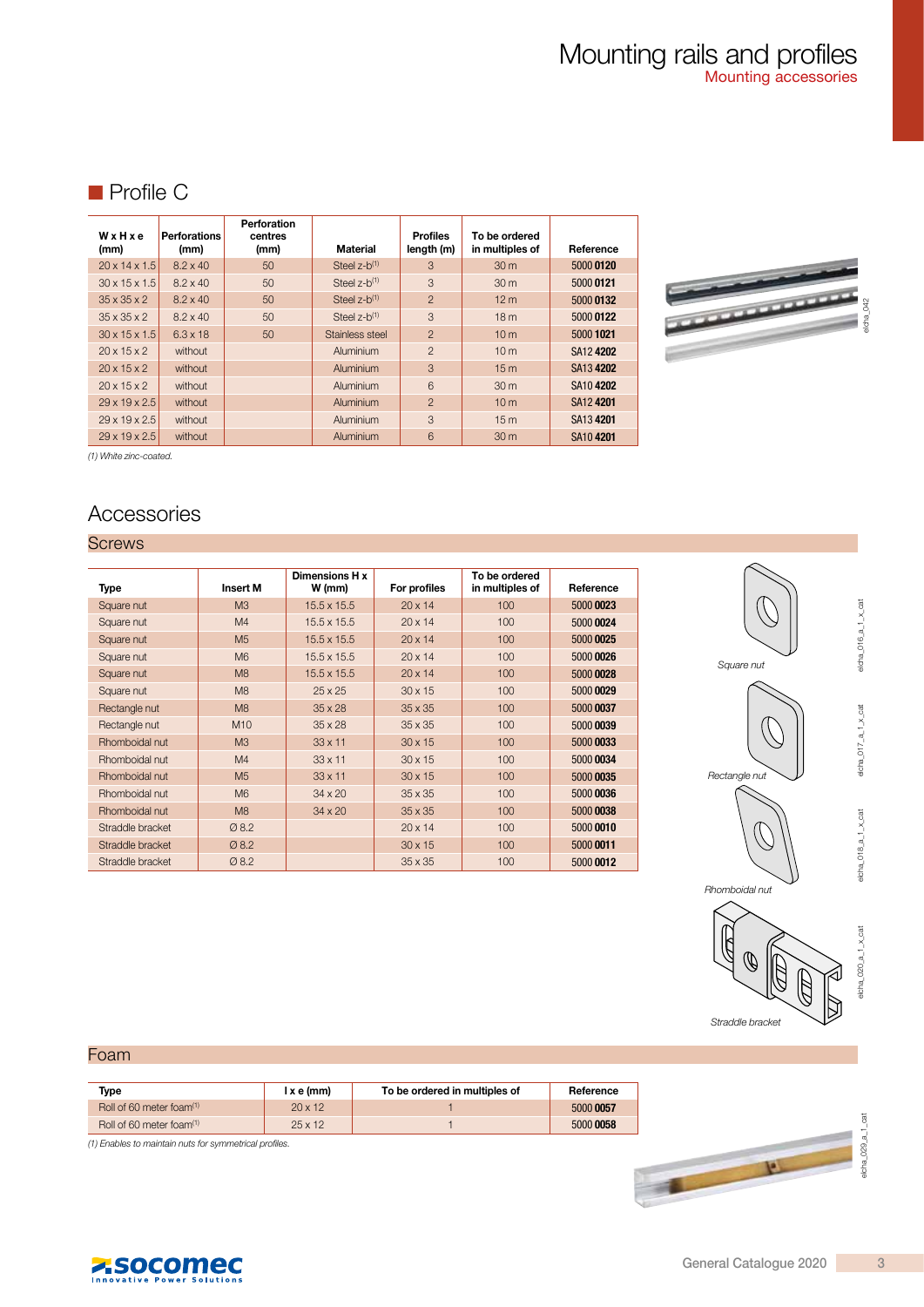# Mounting rails and profiles

## Mounting accessories

## Profile C

| W x H x e (mm) | Perforations (mm) | Perforation centres (mm) | Material | Profiles length (m) | To be ordered in multiples of | Reference |
|---|---|---|---|---|---|---|
| 20 x 14 x 1.5 | 8.2 x 40 | 50 | Steel z-b[1] | 3 | 30 m | 5000 **0120** |
| 30 x 15 x 1.5 | 8.2 x 40 | 50 | Steel z-b[1] | 3 | 30 m | 5000 **0121** |
| 35 x 35 x 2 | 8.2 x 40 | 50 | Steel z-b[1] | 2 | 12 m | 5000 **0132** |
| 35 x 35 x 2 | 8.2 x 40 | 50 | Steel z-b[1] | 3 | 18 m | 5000 **0122** |
| 30 x 15 x 1.5 | 6.3 x 18 | 50 | Stainless steel | 2 | 10 m | 5000 **1021** |
| 20 x 15 x 2 | without | | Aluminium | 2 | 10 m | SA12 **4202** |
| 20 x 15 x 2 | without | | Aluminium | 3 | 15 m | SA13 **4202** |
| 20 x 15 x 2 | without | | Aluminium | 6 | 30 m | SA10 **4202** |
| 29 x 19 x 2.5 | without | | Aluminium | 2 | 10 m | SA12 **4201** |
| 29 x 19 x 2.5 | without | | Aluminium | 3 | 15 m | SA13 **4201** |
| 29 x 19 x 2.5 | without | | Aluminium | 6 | 30 m | SA10 **4201** |

*(1) White zinc-coated.*

# Accessories

## Screws

| Type | Insert M | Dimensions H x W (mm) | For profiles | To be ordered in multiples of | Reference |
|---|---|---|---|---|---|
| Square nut | M3 | 15.5 x 15.5 | 20 x 14 | 100 | 5000 **0023** |
| Square nut | M4 | 15.5 x 15.5 | 20 x 14 | 100 | 5000 **0024** |
| Square nut | M5 | 15.5 x 15.5 | 20 x 14 | 100 | 5000 **0025** |
| Square nut | M6 | 15.5 x 15.5 | 20 x 14 | 100 | 5000 **0026** |
| Square nut | M8 | 15.5 x 15.5 | 20 x 14 | 100 | 5000 **0028** |
| Square nut | M8 | 25 x 25 | 30 x 15 | 100 | 5000 **0029** |
| Rectangle nut | M8 | 35 x 28 | 35 x 35 | 100 | 5000 **0037** |
| Rectangle nut | M10 | 35 x 28 | 35 x 35 | 100 | 5000 **0039** |
| Rhomboidal nut | M3 | 33 x 11 | 30 x 15 | 100 | 5000 **0033** |
| Rhomboidal nut | M4 | 33 x 11 | 30 x 15 | 100 | 5000 **0034** |
| Rhomboidal nut | M5 | 33 x 11 | 30 x 15 | 100 | 5000 **0035** |
| Rhomboidal nut | M6 | 34 x 20 | 35 x 35 | 100 | 5000 **0036** |
| Rhomboidal nut | M8 | 34 x 20 | 35 x 35 | 100 | 5000 **0038** |
| Straddle bracket | Ø 8.2 | | 20 x 14 | 100 | 5000 **0010** |
| Straddle bracket | Ø 8.2 | | 30 x 15 | 100 | 5000 **0011** |
| Straddle bracket | Ø 8.2 | | 35 x 35 | 100 | 5000 **0012** |

*Square nut*

*Rectangle nut*

*Rhomboidal nut*

*Straddle bracket*

## Foam

| Type | l x e (mm) | To be ordered in multiples of | Reference |
|---|---|---|---|
| Roll of 60 meter foam[1] | 20 x 12 | 1 | 5000 **0057** |
| Roll of 60 meter foam[1] | 25 x 12 | 1 | 5000 **0058** |

*(1) Enables to maintain nuts for symmetrical profiles.*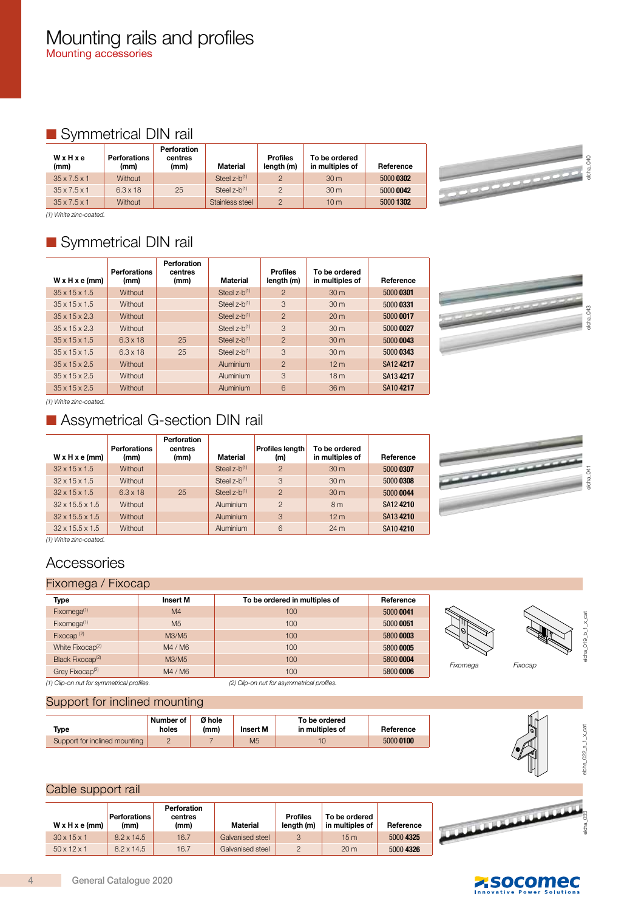# Mounting rails and profiles

Mounting accessories

## Symmetrical DIN rail

| W x H x e (mm) | Perforations (mm) | Perforation centres (mm) | Material | Profiles length (m) | To be ordered in multiples of | Reference |
|---|---|---|---|---|---|---|
| 35 x 7.5 x 1 | Without | | Steel z-b(1) | 2 | 30 m | 5000 **0302** |
| 35 x 7.5 x 1 | 6.3 x 18 | 25 | Steel z-b(1) | 2 | 30 m | 5000 **0042** |
| 35 x 7.5 x 1 | Without | | Stainless steel | 2 | 10 m | 5000 **1302** |

*(1) White zinc-coated.*

## Symmetrical DIN rail

| W x H x e (mm) | Perforations (mm) | Perforation centres (mm) | Material | Profiles length (m) | To be ordered in multiples of | Reference |
|---|---|---|---|---|---|---|
| 35 x 15 x 1.5 | Without | | Steel z-b(1) | 2 | 30 m | 5000 **0301** |
| 35 x 15 x 1.5 | Without | | Steel z-b(1) | 3 | 30 m | 5000 **0331** |
| 35 x 15 x 2.3 | Without | | Steel z-b(1) | 2 | 20 m | 5000 **0017** |
| 35 x 15 x 2.3 | Without | | Steel z-b(1) | 3 | 30 m | 5000 **0027** |
| 35 x 15 x 1.5 | 6.3 x 18 | 25 | Steel z-b(1) | 2 | 30 m | 5000 **0043** |
| 35 x 15 x 1.5 | 6.3 x 18 | 25 | Steel z-b(1) | 3 | 30 m | 5000 **0343** |
| 35 x 15 x 2.5 | Without | | Aluminium | 2 | 12 m | SA12 **4217** |
| 35 x 15 x 2.5 | Without | | Aluminium | 3 | 18 m | SA13 **4217** |
| 35 x 15 x 2.5 | Without | | Aluminium | 6 | 36 m | SA10 **4217** |

*(1) White zinc-coated.*

## Assymetrical G-section DIN rail

| W x H x e (mm) | Perforations (mm) | Perforation centres (mm) | Material | Profiles length (m) | To be ordered in multiples of | Reference |
|---|---|---|---|---|---|---|
| 32 x 15 x 1.5 | Without | | Steel z-b(1) | 2 | 30 m | 5000 **0307** |
| 32 x 15 x 1.5 | Without | | Steel z-b(1) | 3 | 30 m | 5000 **0308** |
| 32 x 15 x 1.5 | 6.3 x 18 | 25 | Steel z-b(1) | 2 | 30 m | 5000 **0044** |
| 32 x 15.5 x 1.5 | Without | | Aluminium | 2 | 8 m | SA12 **4210** |
| 32 x 15.5 x 1.5 | Without | | Aluminium | 3 | 12 m | SA13 **4210** |
| 32 x 15.5 x 1.5 | Without | | Aluminium | 6 | 24 m | SA10 **4210** |

*(1) White zinc-coated.*

# Accessories

## Fixomega / Fixocap

| Type | Insert M | To be ordered in multiples of | Reference |
|---|---|---|---|
| Fixomega(1) | M4 | 100 | 5000 **0041** |
| Fixomega(1) | M5 | 100 | 5000 **0051** |
| Fixocap (2) | M3/M5 | 100 | 5800 **0003** |
| White Fixocap(2) | M4 / M6 | 100 | 5800 **0005** |
| Black Fixocap(2) | M3/M5 | 100 | 5800 **0004** |
| Grey Fixocap(2) | M4 / M6 | 100 | 5800 **0006** |

*(1) Clip-on nut for symmetrical profiles.* *(2) Clip-on nut for asymmetrical profiles.*

Fixomega Fixocap

## Support for inclined mounting

| Type | Number of holes | Ø hole (mm) | Insert M | To be ordered in multiples of | Reference |
|---|---|---|---|---|---|
| Support for inclined mounting | 2 | 7 | M5 | 10 | 5000 **0100** |

## Cable support rail

| W x H x e (mm) | Perforations (mm) | Perforation centres (mm) | Material | Profiles length (m) | To be ordered in multiples of | Reference |
|---|---|---|---|---|---|---|
| 30 x 15 x 1 | 8.2 x 14.5 | 16.7 | Galvanised steel | 3 | 15 m | 5000 **4325** |
| 50 x 12 x 1 | 8.2 x 14.5 | 16.7 | Galvanised steel | 2 | 20 m | 5000 **4326** |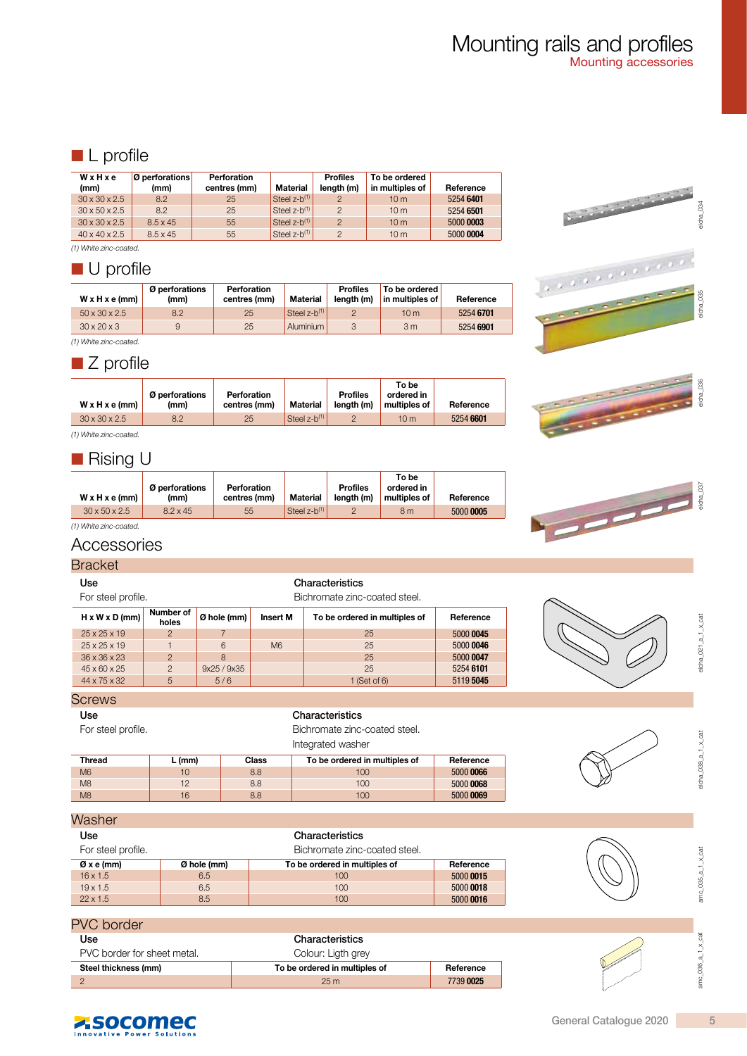# Mounting rails and profiles

## Mounting accessories

## L profile

| W x H x e (mm) | Ø perforations (mm) | Perforation centres (mm) | Material | Profiles length (m) | To be ordered in multiples of | Reference |
|---|---|---|---|---|---|---|
| 30 x 30 x 2.5 | 8.2 | 25 | Steel z-b(1) | 2 | 10 m | 5254 **6401** |
| 30 x 50 x 2.5 | 8.2 | 25 | Steel z-b(1) | 2 | 10 m | 5254 **6501** |
| 30 x 30 x 2.5 | 8.5 x 45 | 55 | Steel z-b(1) | 2 | 10 m | 5000 **0003** |
| 40 x 40 x 2.5 | 8.5 x 45 | 55 | Steel z-b(1) | 2 | 10 m | 5000 **0004** |

*(1) White zinc-coated.*

## U profile

| W x H x e (mm) | Ø perforations (mm) | Perforation centres (mm) | Material | Profiles length (m) | To be ordered in multiples of | Reference |
|---|---|---|---|---|---|---|
| 50 x 30 x 2.5 | 8.2 | 25 | Steel z-b(1) | 2 | 10 m | 5254 **6701** |
| 30 x 20 x 3 | 9 | 25 | Aluminium | 3 | 3 m | 5254 **6901** |

*(1) White zinc-coated.*

## Z profile

| W x H x e (mm) | Ø perforations (mm) | Perforation centres (mm) | Material | Profiles length (m) | To be ordered in multiples of | Reference |
|---|---|---|---|---|---|---|
| 30 x 30 x 2.5 | 8.2 | 25 | Steel z-b(1) | 2 | 10 m | 5254 **6601** |

*(1) White zinc-coated.*

## Rising U

| W x H x e (mm) | Ø perforations (mm) | Perforation centres (mm) | Material | Profiles length (m) | To be ordered in multiples of | Reference |
|---|---|---|---|---|---|---|
| 30 x 50 x 2.5 | 8.2 x 45 | 55 | Steel z-b(1) | 2 | 8 m | 5000 **0005** |

*(1) White zinc-coated.*

# Accessories

## Bracket

**Use**

For steel profile.

**Characteristics**

Bichromate zinc-coated steel.

| H x W x D (mm) | Number of holes | Ø hole (mm) | Insert M | To be ordered in multiples of | Reference |
|---|---|---|---|---|---|
| 25 x 25 x 19 | 2 | 7 | | 25 | 5000 **0045** |
| 25 x 25 x 19 | 1 | 6 | M6 | 25 | 5000 **0046** |
| 36 x 36 x 23 | 2 | 8 | | 25 | 5000 **0047** |
| 45 x 60 x 25 | 2 | 9x25 / 9x35 | | 25 | 5254 **6101** |
| 44 x 75 x 32 | 5 | 5 / 6 | | 1 (Set of 6) | 5119 **5045** |

## Screws

**Use**

For steel profile.

**Characteristics**

Bichromate zinc-coated steel.

Integrated washer

| Thread | L (mm) | Class | To be ordered in multiples of | Reference |
|---|---|---|---|---|
| M6 | 10 | 8.8 | 100 | 5000 **0066** |
| M8 | 12 | 8.8 | 100 | 5000 **0068** |
| M8 | 16 | 8.8 | 100 | 5000 **0069** |

## Washer

**Use**

For steel profile.

**Characteristics**

Bichromate zinc-coated steel.

| Ø x e (mm) | Ø hole (mm) | To be ordered in multiples of | Reference |
|---|---|---|---|
| 16 x 1.5 | 6.5 | 100 | 5000 **0015** |
| 19 x 1.5 | 6.5 | 100 | 5000 **0018** |
| 22 x 1.5 | 8.5 | 100 | 5000 **0016** |

## PVC border

**Use**

PVC border for sheet metal.

**Characteristics**

Colour: Ligth grey

| Steel thickness (mm) | To be ordered in multiples of | Reference |
|---|---|---|
| 2 | 25 m | 7739 **0025** |